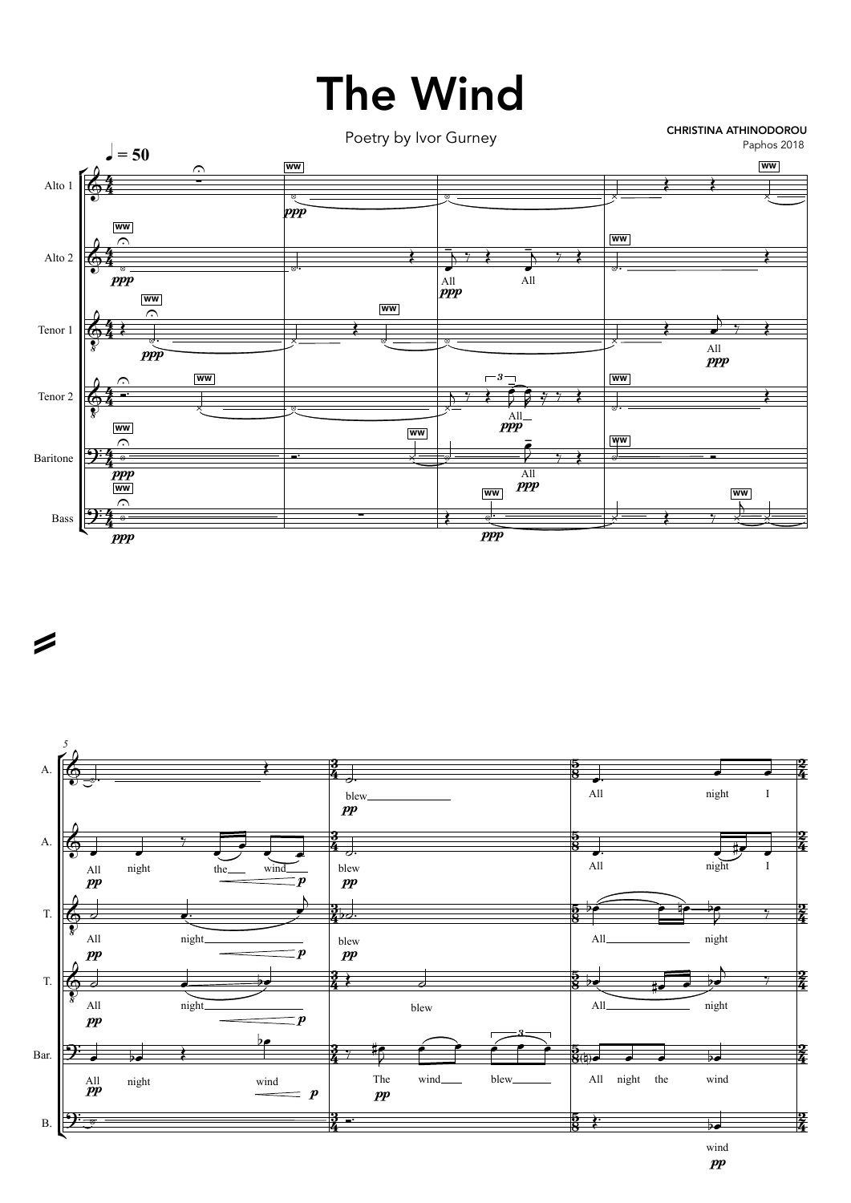# The Wind

Poetry by Ivor Gurney

**CHRISTINA ATHINODOROU**
Paphos 2018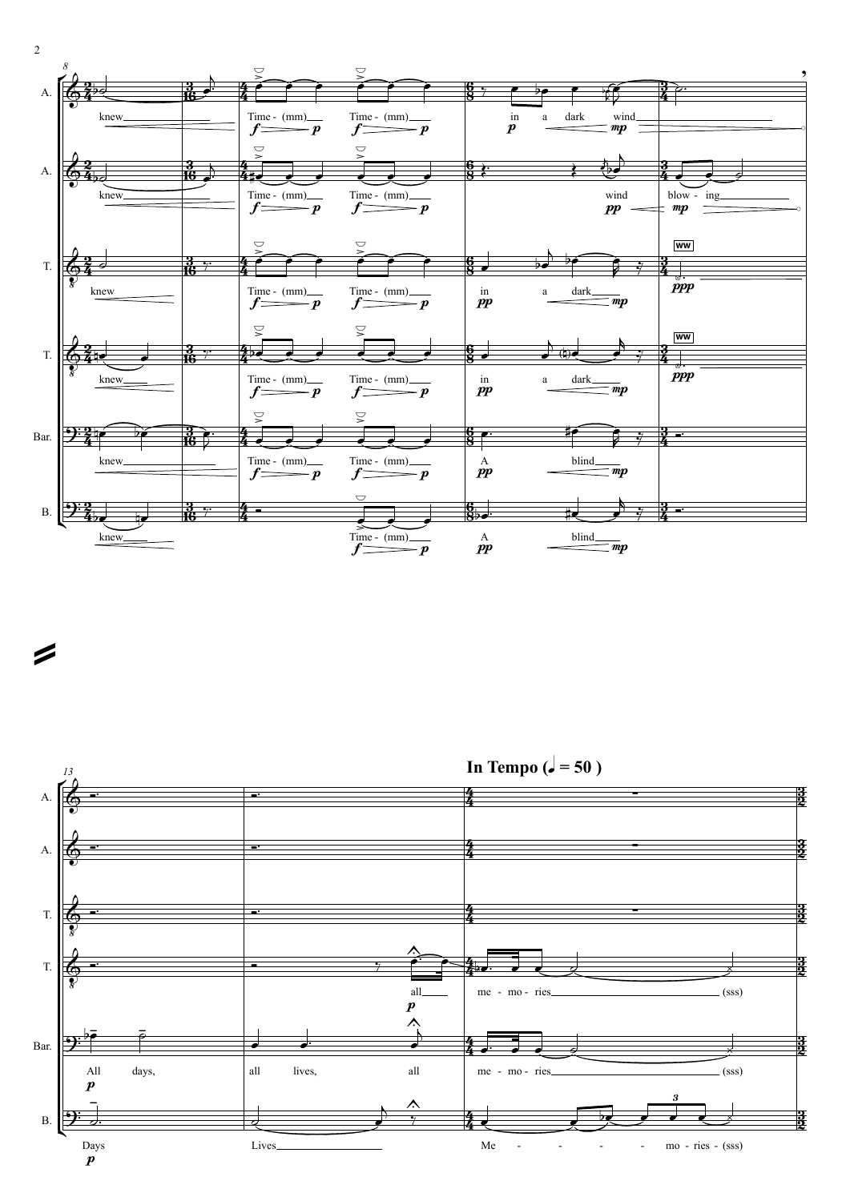**In Tempo (♩ = 50 )**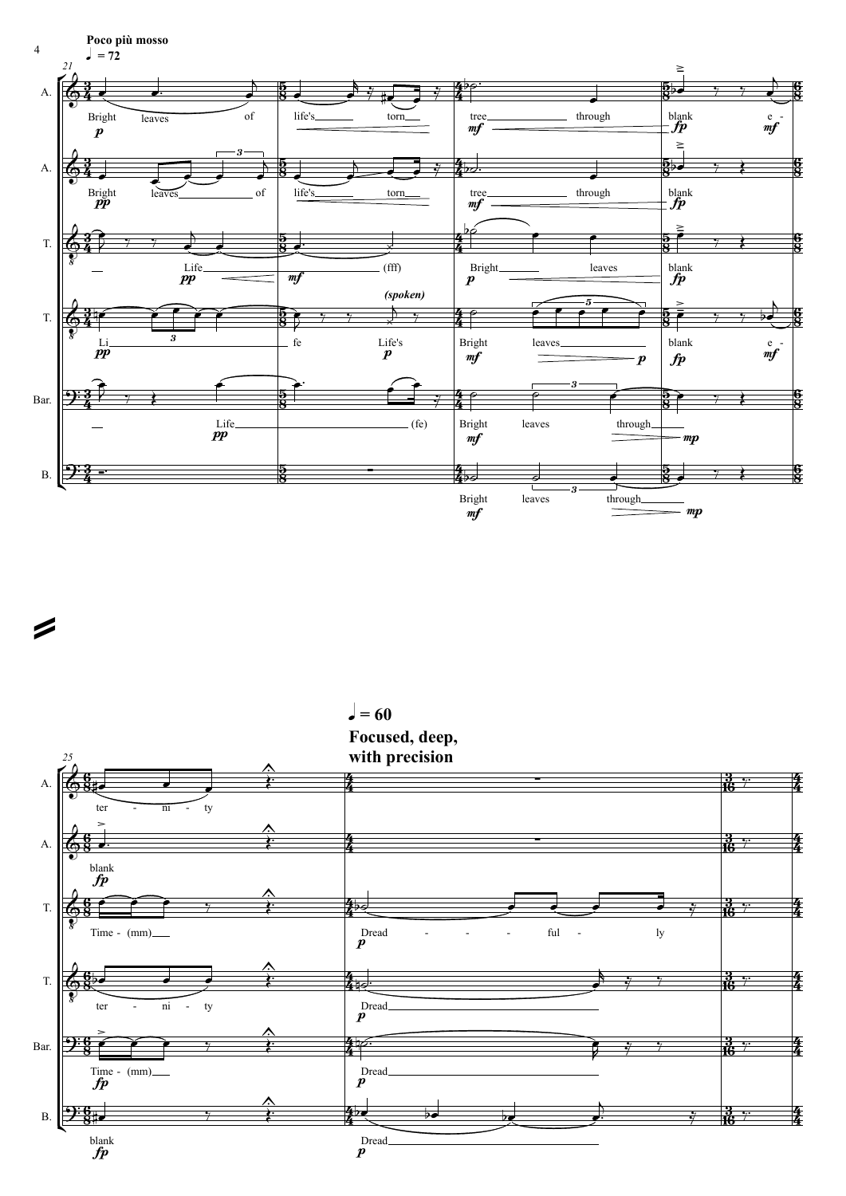**Poco più mosso**

♩ = 72

♩ = 60

**Focused, deep, with precision**